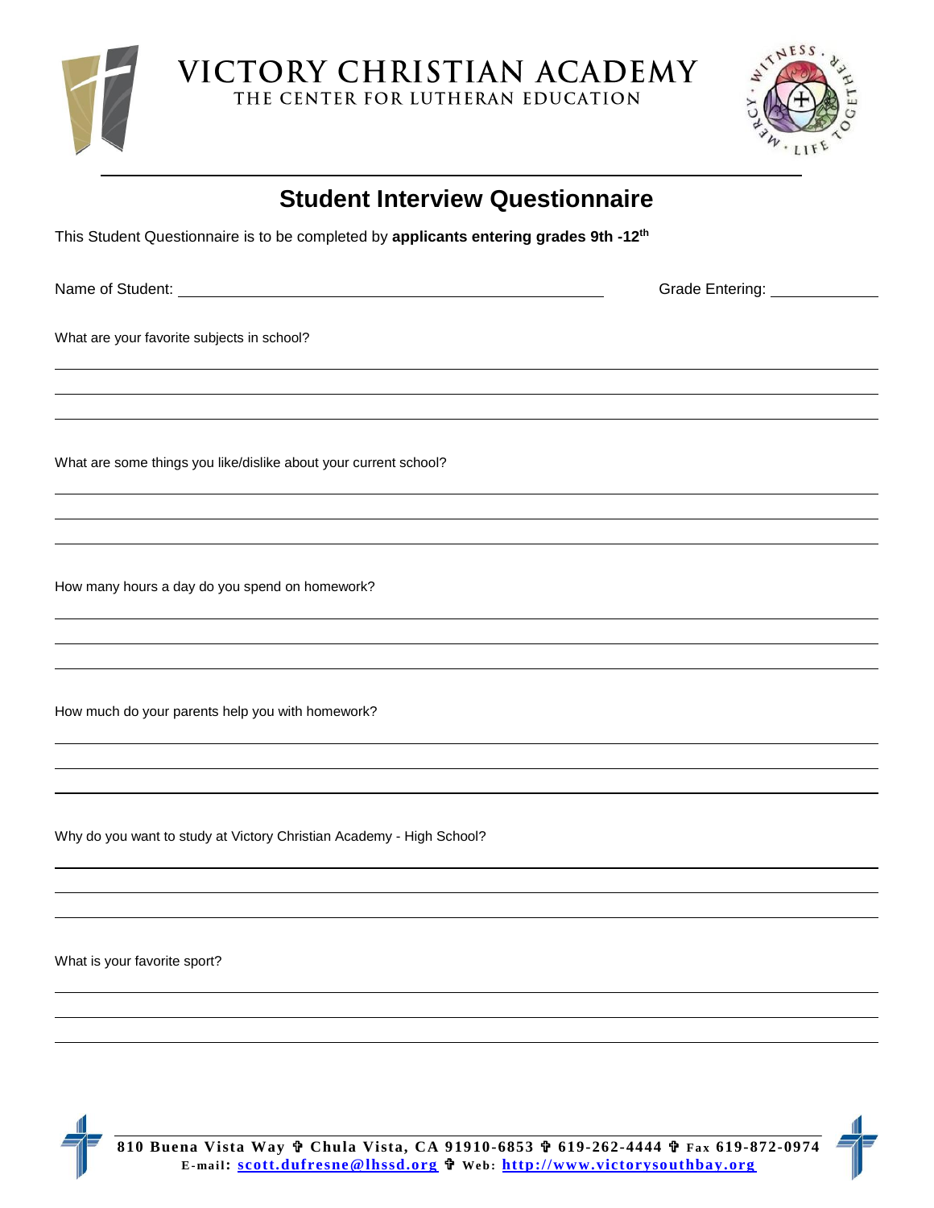# VICTORY CHRISTIAN ACADEMY

THE CENTER FOR LUTHERAN EDUCATION

## Student Interview Questionnaire

This Student Questionnaire is to be completed by **applicants entering grades 9th -12th**

Name of Student: ______________________________ Grade Entering: __________

What are your favorite subjects in school?

_______________________________________________

_______________________________________________

_______________________________________________

What are some things you like/dislike about your current school?

_______________________________________________

_______________________________________________

_______________________________________________

How many hours a day do you spend on homework?

_______________________________________________

_______________________________________________

_______________________________________________

How much do your parents help you with homework?

_______________________________________________

_______________________________________________

_______________________________________________

Why do you want to study at Victory Christian Academy - High School?

_______________________________________________

_______________________________________________

_______________________________________________

What is your favorite sport?

_______________________________________________

_______________________________________________

_______________________________________________

**810 Buena Vista Way ✞ Chula Vista, CA 91910-6853 ✞ 619-262-4444 ✞ Fax 619-872-0974**
**E-mail: scott.dufresne@lhssd.org ✞ Web: http://www.victorysouthbay.org**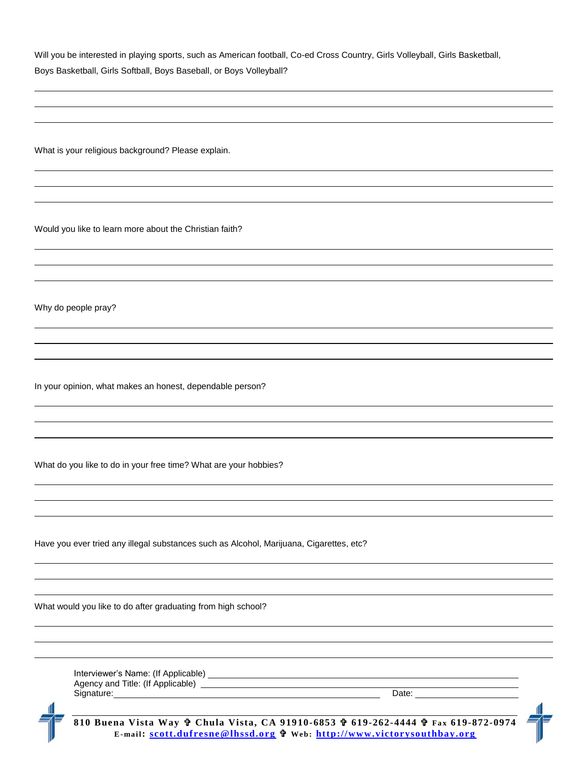Will you be interested in playing sports, such as American football, Co-ed Cross Country, Girls Volleyball, Girls Basketball, Boys Basketball, Girls Softball, Boys Baseball, or Boys Volleyball?

What is your religious background? Please explain.

Would you like to learn more about the Christian faith?

Why do people pray?

In your opinion, what makes an honest, dependable person?

What do you like to do in your free time? What are your hobbies?

Have you ever tried any illegal substances such as Alcohol, Marijuana, Cigarettes, etc?

What would you like to do after graduating from high school?

Interviewer's Name: (If Applicable) ____________________

Agency and Title: (If Applicable) ____________________

Signature: ____________________ Date: ____________

**810 Buena Vista Way ✞ Chula Vista, CA 91910-6853 ✞ 619-262-4444 ✞ Fax 619-872-0974**
**E-mail: scott.dufresne@lhssd.org ✞ Web: http://www.victorysouthbay.org**